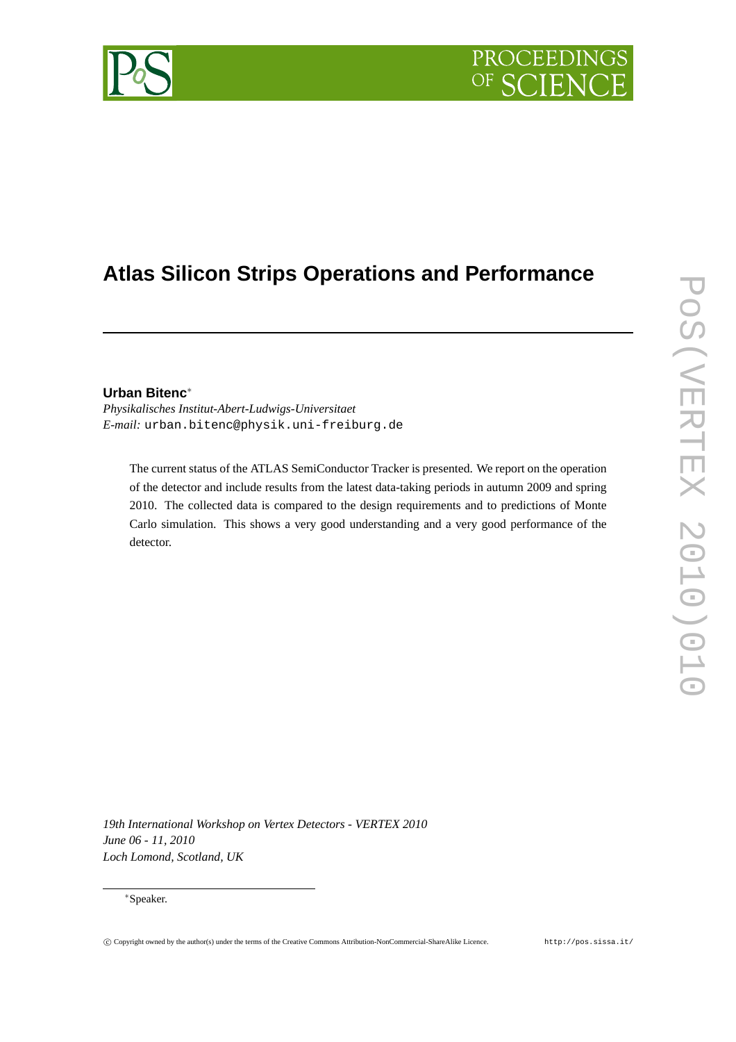# Atlas Silicon Strips Operations and Performance

**Urban Bitenc**[*]

*Physikalisches Institut-Abert-Ludwigs-Universitaet*

*E-mail:* urban.bitenc@physik.uni-freiburg.de

The current status of the ATLAS SemiConductor Tracker is presented. We report on the operation of the detector and include results from the latest data-taking periods in autumn 2009 and spring 2010. The collected data is compared to the design requirements and to predictions of Monte Carlo simulation. This shows a very good understanding and a very good performance of the detector.

*19th International Workshop on Vertex Detectors - VERTEX 2010*
*June 06 - 11, 2010*
*Loch Lomond, Scotland, UK*

[*]Speaker.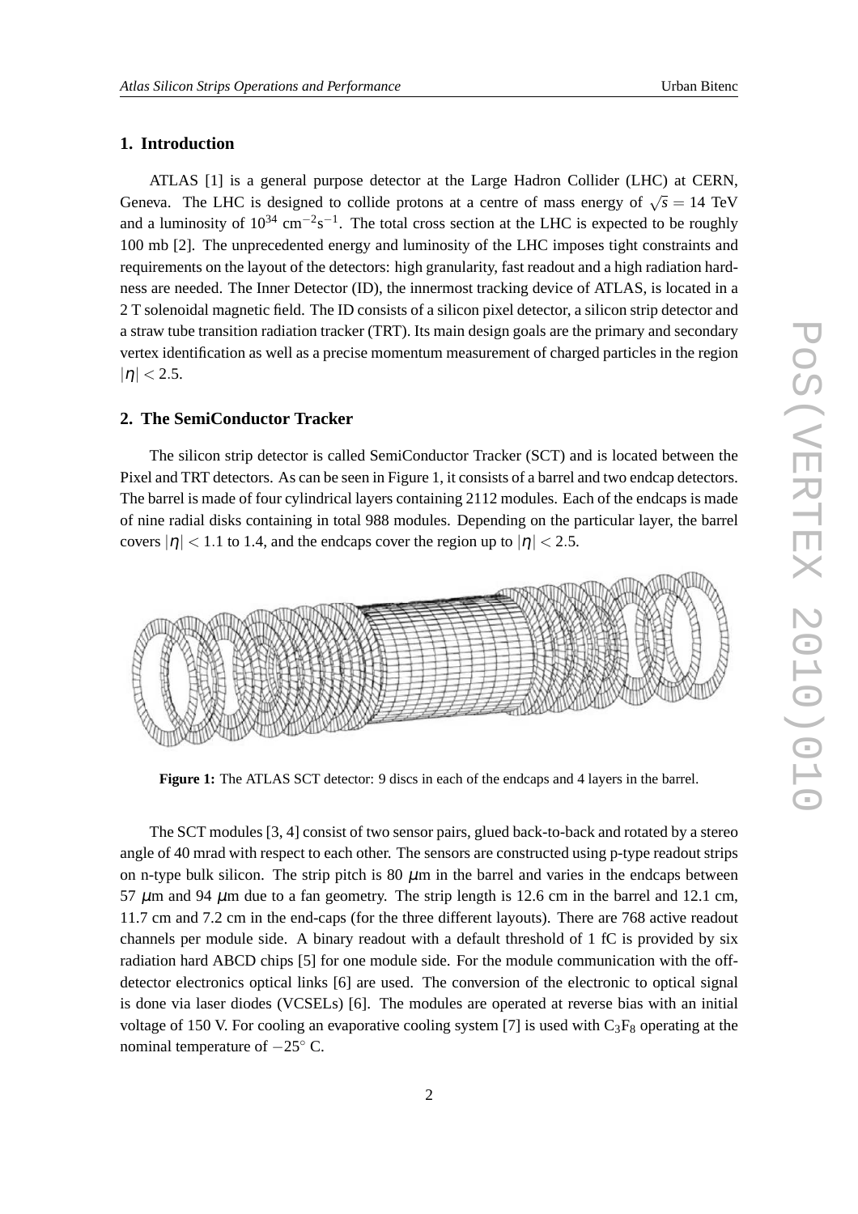## 1. Introduction

ATLAS [1] is a general purpose detector at the Large Hadron Collider (LHC) at CERN, Geneva. The LHC is designed to collide protons at a centre of mass energy of $\sqrt{s} = 14$ TeV and a luminosity of $10^{34}$ cm$^{-2}$s$^{-1}$. The total cross section at the LHC is expected to be roughly 100 mb [2]. The unprecedented energy and luminosity of the LHC imposes tight constraints and requirements on the layout of the detectors: high granularity, fast readout and a high radiation hardness are needed. The Inner Detector (ID), the innermost tracking device of ATLAS, is located in a 2 T solenoidal magnetic field. The ID consists of a silicon pixel detector, a silicon strip detector and a straw tube transition radiation tracker (TRT). Its main design goals are the primary and secondary vertex identification as well as a precise momentum measurement of charged particles in the region $|\eta| < 2.5$.

## 2. The SemiConductor Tracker

The silicon strip detector is called SemiConductor Tracker (SCT) and is located between the Pixel and TRT detectors. As can be seen in Figure 1, it consists of a barrel and two endcap detectors. The barrel is made of four cylindrical layers containing 2112 modules. Each of the endcaps is made of nine radial disks containing in total 988 modules. Depending on the particular layer, the barrel covers $|\eta| < 1.1$ to 1.4, and the endcaps cover the region up to $|\eta| < 2.5$.

**Figure 1:** The ATLAS SCT detector: 9 discs in each of the endcaps and 4 layers in the barrel.

The SCT modules [3, 4] consist of two sensor pairs, glued back-to-back and rotated by a stereo angle of 40 mrad with respect to each other. The sensors are constructed using p-type readout strips on n-type bulk silicon. The strip pitch is 80 $\mu$m in the barrel and varies in the endcaps between 57 $\mu$m and 94 $\mu$m due to a fan geometry. The strip length is 12.6 cm in the barrel and 12.1 cm, 11.7 cm and 7.2 cm in the end-caps (for the three different layouts). There are 768 active readout channels per module side. A binary readout with a default threshold of 1 fC is provided by six radiation hard ABCD chips [5] for one module side. For the module communication with the off-detector electronics optical links [6] are used. The conversion of the electronic to optical signal is done via laser diodes (VCSELs) [6]. The modules are operated at reverse bias with an initial voltage of 150 V. For cooling an evaporative cooling system [7] is used with $C_3F_8$ operating at the nominal temperature of $-25^{\circ}$ C.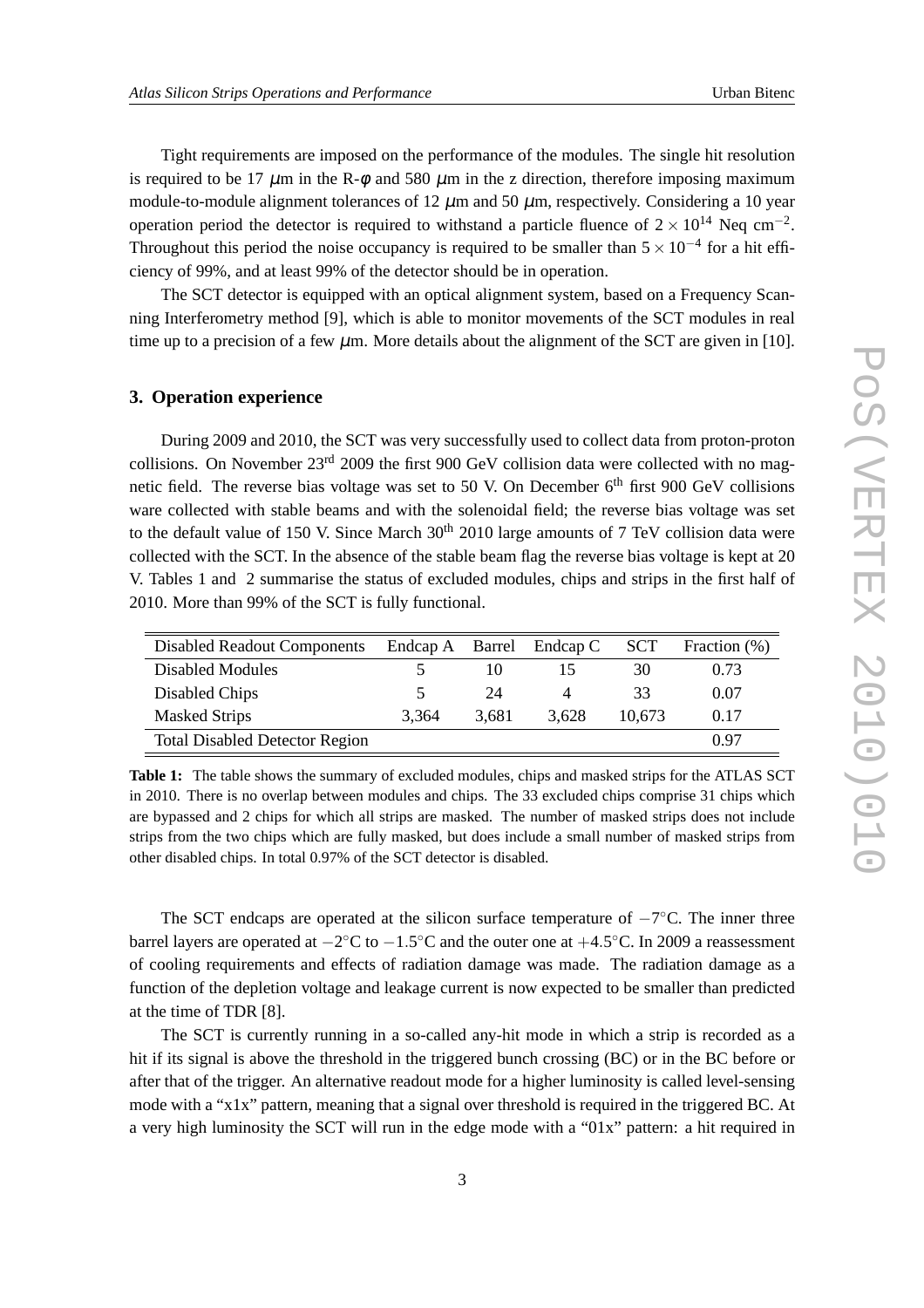Tight requirements are imposed on the performance of the modules. The single hit resolution is required to be 17 $\mu$m in the R-$\phi$ and 580 $\mu$m in the z direction, therefore imposing maximum module-to-module alignment tolerances of 12 $\mu$m and 50 $\mu$m, respectively. Considering a 10 year operation period the detector is required to withstand a particle fluence of $2 \times 10^{14}$ Neq cm$^{-2}$. Throughout this period the noise occupancy is required to be smaller than $5 \times 10^{-4}$ for a hit efficiency of 99%, and at least 99% of the detector should be in operation.

The SCT detector is equipped with an optical alignment system, based on a Frequency Scanning Interferometry method [9], which is able to monitor movements of the SCT modules in real time up to a precision of a few $\mu$m. More details about the alignment of the SCT are given in [10].

## 3. Operation experience

During 2009 and 2010, the SCT was very successfully used to collect data from proton-proton collisions. On November 23$^{\text{rd}}$ 2009 the first 900 GeV collision data were collected with no magnetic field. The reverse bias voltage was set to 50 V. On December 6$^{\text{th}}$ first 900 GeV collisions ware collected with stable beams and with the solenoidal field; the reverse bias voltage was set to the default value of 150 V. Since March 30$^{\text{th}}$ 2010 large amounts of 7 TeV collision data were collected with the SCT. In the absence of the stable beam flag the reverse bias voltage is kept at 20 V. Tables 1 and 2 summarise the status of excluded modules, chips and strips in the first half of 2010. More than 99% of the SCT is fully functional.

| Disabled Readout Components | Endcap A | Barrel | Endcap C | SCT | Fraction (%) |
|---|---|---|---|---|---|
| Disabled Modules | 5 | 10 | 15 | 30 | 0.73 |
| Disabled Chips | 5 | 24 | 4 | 33 | 0.07 |
| Masked Strips | 3,364 | 3,681 | 3,628 | 10,673 | 0.17 |
| Total Disabled Detector Region | | | | | 0.97 |

**Table 1:** The table shows the summary of excluded modules, chips and masked strips for the ATLAS SCT in 2010. There is no overlap between modules and chips. The 33 excluded chips comprise 31 chips which are bypassed and 2 chips for which all strips are masked. The number of masked strips does not include strips from the two chips which are fully masked, but does include a small number of masked strips from other disabled chips. In total 0.97% of the SCT detector is disabled.

The SCT endcaps are operated at the silicon surface temperature of $-7^{\circ}$C. The inner three barrel layers are operated at $-2^{\circ}$C to $-1.5^{\circ}$C and the outer one at $+4.5^{\circ}$C. In 2009 a reassessment of cooling requirements and effects of radiation damage was made. The radiation damage as a function of the depletion voltage and leakage current is now expected to be smaller than predicted at the time of TDR [8].

The SCT is currently running in a so-called any-hit mode in which a strip is recorded as a hit if its signal is above the threshold in the triggered bunch crossing (BC) or in the BC before or after that of the trigger. An alternative readout mode for a higher luminosity is called level-sensing mode with a "x1x" pattern, meaning that a signal over threshold is required in the triggered BC. At a very high luminosity the SCT will run in the edge mode with a "01x" pattern: a hit required in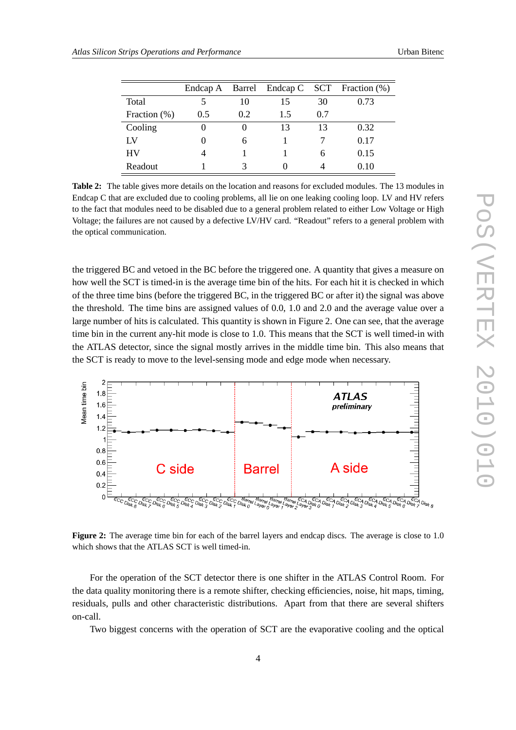|  | Endcap A | Barrel | Endcap C | SCT | Fraction (%) |
|---|---|---|---|---|---|
| Total | 5 | 10 | 15 | 30 | 0.73 |
| Fraction (%) | 0.5 | 0.2 | 1.5 | 0.7 |  |
| Cooling | 0 | 0 | 13 | 13 | 0.32 |
| LV | 0 | 6 | 1 | 7 | 0.17 |
| HV | 4 | 1 | 1 | 6 | 0.15 |
| Readout | 1 | 3 | 0 | 4 | 0.10 |

**Table 2:** The table gives more details on the location and reasons for excluded modules. The 13 modules in Endcap C that are excluded due to cooling problems, all lie on one leaking cooling loop. LV and HV refers to the fact that modules need to be disabled due to a general problem related to either Low Voltage or High Voltage; the failures are not caused by a defective LV/HV card. "Readout" refers to a general problem with the optical communication.

the triggered BC and vetoed in the BC before the triggered one. A quantity that gives a measure on how well the SCT is timed-in is the average time bin of the hits. For each hit it is checked in which of the three time bins (before the triggered BC, in the triggered BC or after it) the signal was above the threshold. The time bins are assigned values of 0.0, 1.0 and 2.0 and the average value over a large number of hits is calculated. This quantity is shown in Figure 2. One can see, that the average time bin in the current any-hit mode is close to 1.0. This means that the SCT is well timed-in with the ATLAS detector, since the signal mostly arrives in the middle time bin. This also means that the SCT is ready to move to the level-sensing mode and edge mode when necessary.

**Figure 2:** The average time bin for each of the barrel layers and endcap discs. The average is close to 1.0 which shows that the ATLAS SCT is well timed-in.

For the operation of the SCT detector there is one shifter in the ATLAS Control Room. For the data quality monitoring there is a remote shifter, checking efficiencies, noise, hit maps, timing, residuals, pulls and other characteristic distributions. Apart from that there are several shifters on-call.

Two biggest concerns with the operation of SCT are the evaporative cooling and the optical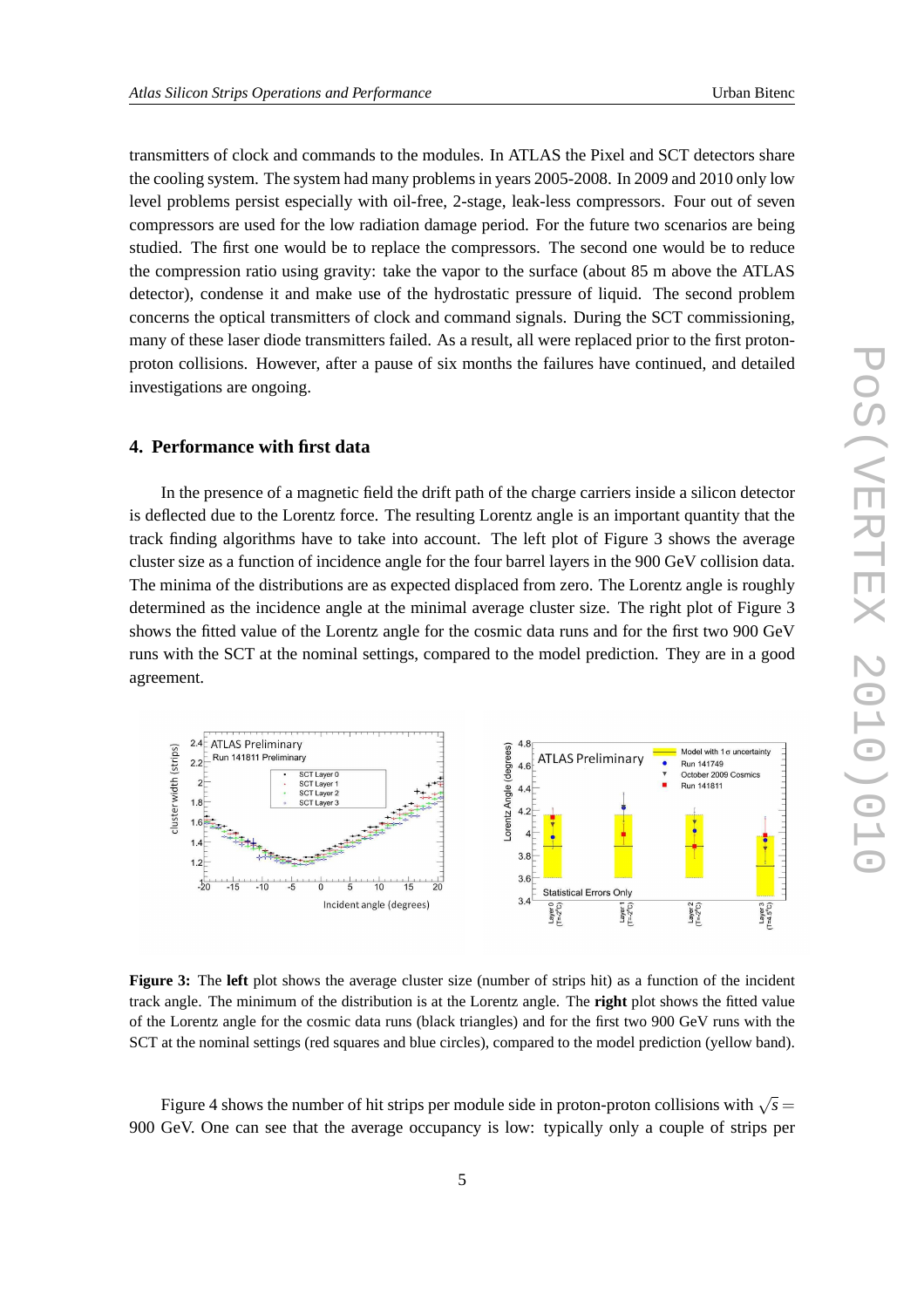transmitters of clock and commands to the modules. In ATLAS the Pixel and SCT detectors share the cooling system. The system had many problems in years 2005-2008. In 2009 and 2010 only low level problems persist especially with oil-free, 2-stage, leak-less compressors. Four out of seven compressors are used for the low radiation damage period. For the future two scenarios are being studied. The first one would be to replace the compressors. The second one would be to reduce the compression ratio using gravity: take the vapor to the surface (about 85 m above the ATLAS detector), condense it and make use of the hydrostatic pressure of liquid. The second problem concerns the optical transmitters of clock and command signals. During the SCT commissioning, many of these laser diode transmitters failed. As a result, all were replaced prior to the first proton-proton collisions. However, after a pause of six months the failures have continued, and detailed investigations are ongoing.

## 4. Performance with first data

In the presence of a magnetic field the drift path of the charge carriers inside a silicon detector is deflected due to the Lorentz force. The resulting Lorentz angle is an important quantity that the track finding algorithms have to take into account. The left plot of Figure 3 shows the average cluster size as a function of incidence angle for the four barrel layers in the 900 GeV collision data. The minima of the distributions are as expected displaced from zero. The Lorentz angle is roughly determined as the incidence angle at the minimal average cluster size. The right plot of Figure 3 shows the fitted value of the Lorentz angle for the cosmic data runs and for the first two 900 GeV runs with the SCT at the nominal settings, compared to the model prediction. They are in a good agreement.

**Figure 3:** The **left** plot shows the average cluster size (number of strips hit) as a function of the incident track angle. The minimum of the distribution is at the Lorentz angle. The **right** plot shows the fitted value of the Lorentz angle for the cosmic data runs (black triangles) and for the first two 900 GeV runs with the SCT at the nominal settings (red squares and blue circles), compared to the model prediction (yellow band).

Figure 4 shows the number of hit strips per module side in proton-proton collisions with $\sqrt{s} =$ 900 GeV. One can see that the average occupancy is low: typically only a couple of strips per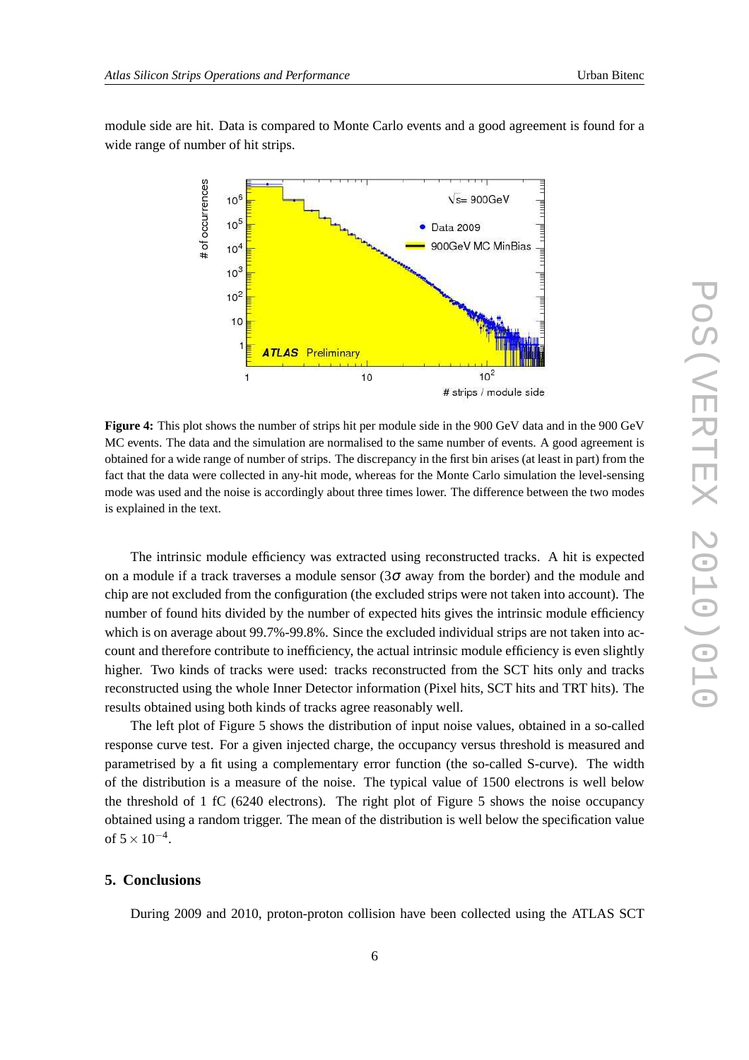module side are hit. Data is compared to Monte Carlo events and a good agreement is found for a wide range of number of hit strips.

**Figure 4:** This plot shows the number of strips hit per module side in the 900 GeV data and in the 900 GeV MC events. The data and the simulation are normalised to the same number of events. A good agreement is obtained for a wide range of number of strips. The discrepancy in the first bin arises (at least in part) from the fact that the data were collected in any-hit mode, whereas for the Monte Carlo simulation the level-sensing mode was used and the noise is accordingly about three times lower. The difference between the two modes is explained in the text.

The intrinsic module efficiency was extracted using reconstructed tracks. A hit is expected on a module if a track traverses a module sensor ($3\sigma$ away from the border) and the module and chip are not excluded from the configuration (the excluded strips were not taken into account). The number of found hits divided by the number of expected hits gives the intrinsic module efficiency which is on average about 99.7%-99.8%. Since the excluded individual strips are not taken into account and therefore contribute to inefficiency, the actual intrinsic module efficiency is even slightly higher. Two kinds of tracks were used: tracks reconstructed from the SCT hits only and tracks reconstructed using the whole Inner Detector information (Pixel hits, SCT hits and TRT hits). The results obtained using both kinds of tracks agree reasonably well.

The left plot of Figure 5 shows the distribution of input noise values, obtained in a so-called response curve test. For a given injected charge, the occupancy versus threshold is measured and parametrised by a fit using a complementary error function (the so-called S-curve). The width of the distribution is a measure of the noise. The typical value of 1500 electrons is well below the threshold of 1 fC (6240 electrons). The right plot of Figure 5 shows the noise occupancy obtained using a random trigger. The mean of the distribution is well below the specification value of $5 \times 10^{-4}$.

## 5. Conclusions

During 2009 and 2010, proton-proton collision have been collected using the ATLAS SCT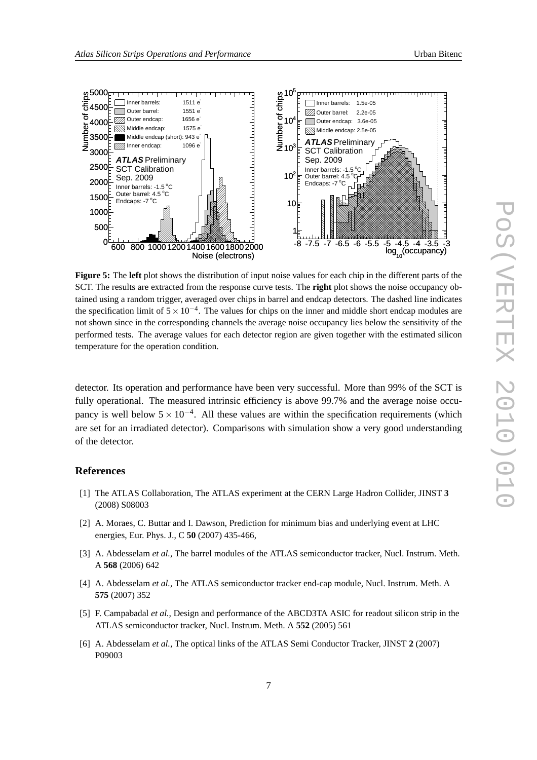**Figure 5:** The **left** plot shows the distribution of input noise values for each chip in the different parts of the SCT. The results are extracted from the response curve tests. The **right** plot shows the noise occupancy obtained using a random trigger, averaged over chips in barrel and endcap detectors. The dashed line indicates the specification limit of $5 \times 10^{-4}$. The values for chips on the inner and middle short endcap modules are not shown since in the corresponding channels the average noise occupancy lies below the sensitivity of the performed tests. The average values for each detector region are given together with the estimated silicon temperature for the operation condition.

detector. Its operation and performance have been very successful. More than 99% of the SCT is fully operational. The measured intrinsic efficiency is above 99.7% and the average noise occupancy is well below $5 \times 10^{-4}$. All these values are within the specification requirements (which are set for an irradiated detector). Comparisons with simulation show a very good understanding of the detector.

## References

[1] The ATLAS Collaboration, The ATLAS experiment at the CERN Large Hadron Collider, JINST **3** (2008) S08003

[2] A. Moraes, C. Buttar and I. Dawson, Prediction for minimum bias and underlying event at LHC energies, Eur. Phys. J., C **50** (2007) 435-466,

[3] A. Abdesselam *et al.*, The barrel modules of the ATLAS semiconductor tracker, Nucl. Instrum. Meth. A **568** (2006) 642

[4] A. Abdesselam *et al.*, The ATLAS semiconductor tracker end-cap module, Nucl. Instrum. Meth. A **575** (2007) 352

[5] F. Campabadal *et al.*, Design and performance of the ABCD3TA ASIC for readout silicon strip in the ATLAS semiconductor tracker, Nucl. Instrum. Meth. A **552** (2005) 561

[6] A. Abdesselam *et al.*, The optical links of the ATLAS Semi Conductor Tracker, JINST **2** (2007) P09003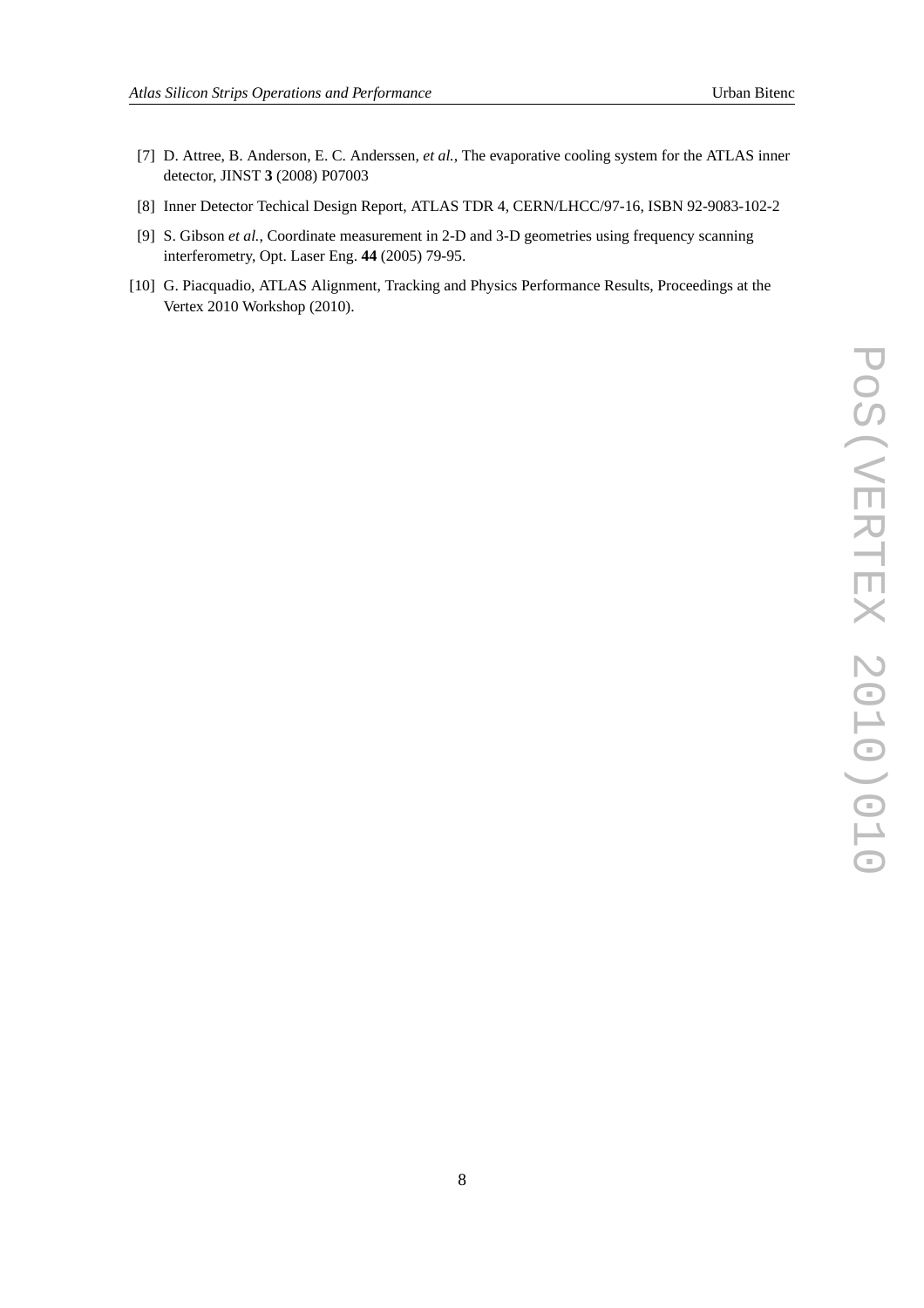[7] D. Attree, B. Anderson, E. C. Anderssen, *et al.*, The evaporative cooling system for the ATLAS inner detector, JINST **3** (2008) P07003

[8] Inner Detector Techical Design Report, ATLAS TDR 4, CERN/LHCC/97-16, ISBN 92-9083-102-2

[9] S. Gibson *et al.*, Coordinate measurement in 2-D and 3-D geometries using frequency scanning interferometry, Opt. Laser Eng. **44** (2005) 79-95.

[10] G. Piacquadio, ATLAS Alignment, Tracking and Physics Performance Results, Proceedings at the Vertex 2010 Workshop (2010).